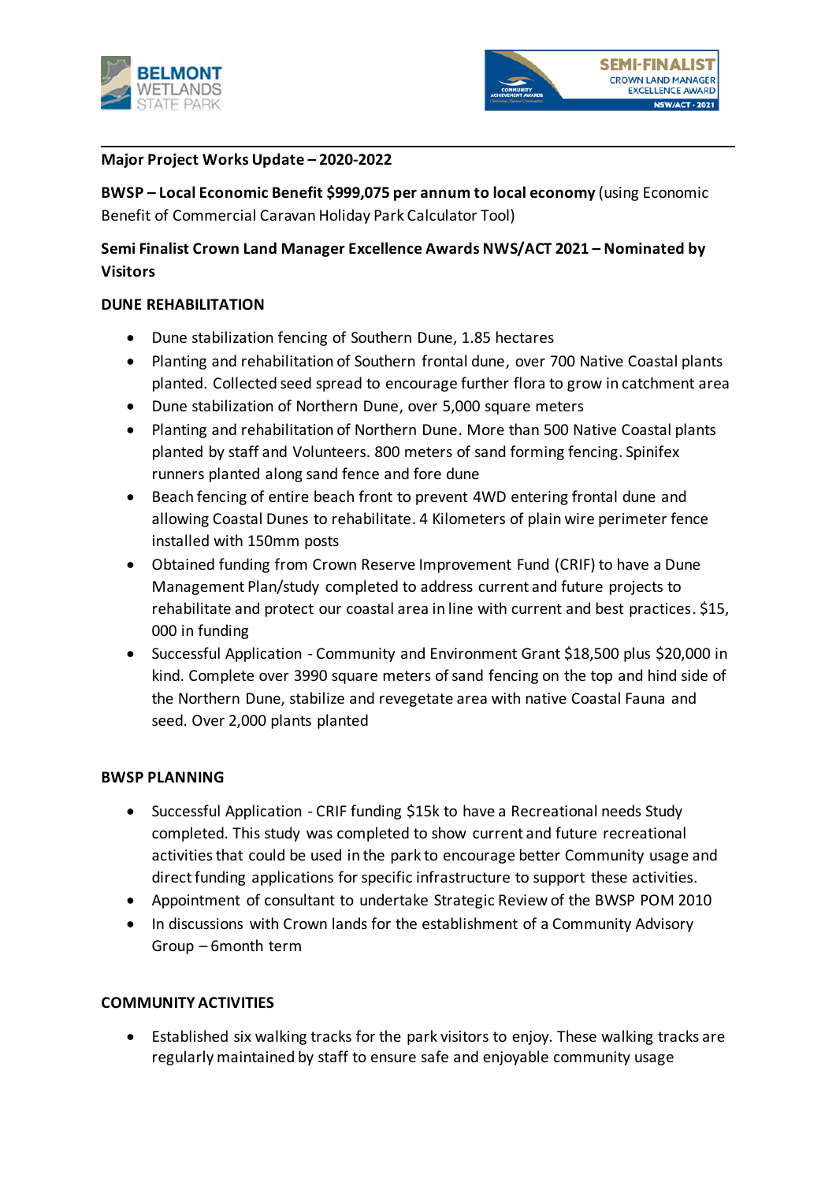**Major Project Works Update – 2020-2022**

**BWSP – Local Economic Benefit $999,075 per annum to local economy** (using Economic Benefit of Commercial Caravan Holiday Park Calculator Tool)

**Semi Finalist Crown Land Manager Excellence Awards NWS/ACT 2021 – Nominated by Visitors**

**DUNE REHABILITATION**

- Dune stabilization fencing of Southern Dune, 1.85 hectares
- Planting and rehabilitation of Southern frontal dune, over 700 Native Coastal plants planted. Collected seed spread to encourage further flora to grow in catchment area
- Dune stabilization of Northern Dune, over 5,000 square meters
- Planting and rehabilitation of Northern Dune. More than 500 Native Coastal plants planted by staff and Volunteers. 800 meters of sand forming fencing. Spinifex runners planted along sand fence and fore dune
- Beach fencing of entire beach front to prevent 4WD entering frontal dune and allowing Coastal Dunes to rehabilitate. 4 Kilometers of plain wire perimeter fence installed with 150mm posts
- Obtained funding from Crown Reserve Improvement Fund (CRIF) to have a Dune Management Plan/study completed to address current and future projects to rehabilitate and protect our coastal area in line with current and best practices. $15, 000 in funding
- Successful Application - Community and Environment Grant $18,500 plus $20,000 in kind. Complete over 3990 square meters of sand fencing on the top and hind side of the Northern Dune, stabilize and revegetate area with native Coastal Fauna and seed. Over 2,000 plants planted

**BWSP PLANNING**

- Successful Application - CRIF funding $15k to have a Recreational needs Study completed. This study was completed to show current and future recreational activities that could be used in the park to encourage better Community usage and direct funding applications for specific infrastructure to support these activities.
- Appointment of consultant to undertake Strategic Review of the BWSP POM 2010
- In discussions with Crown lands for the establishment of a Community Advisory Group – 6month term

**COMMUNITY ACTIVITIES**

- Established six walking tracks for the park visitors to enjoy. These walking tracks are regularly maintained by staff to ensure safe and enjoyable community usage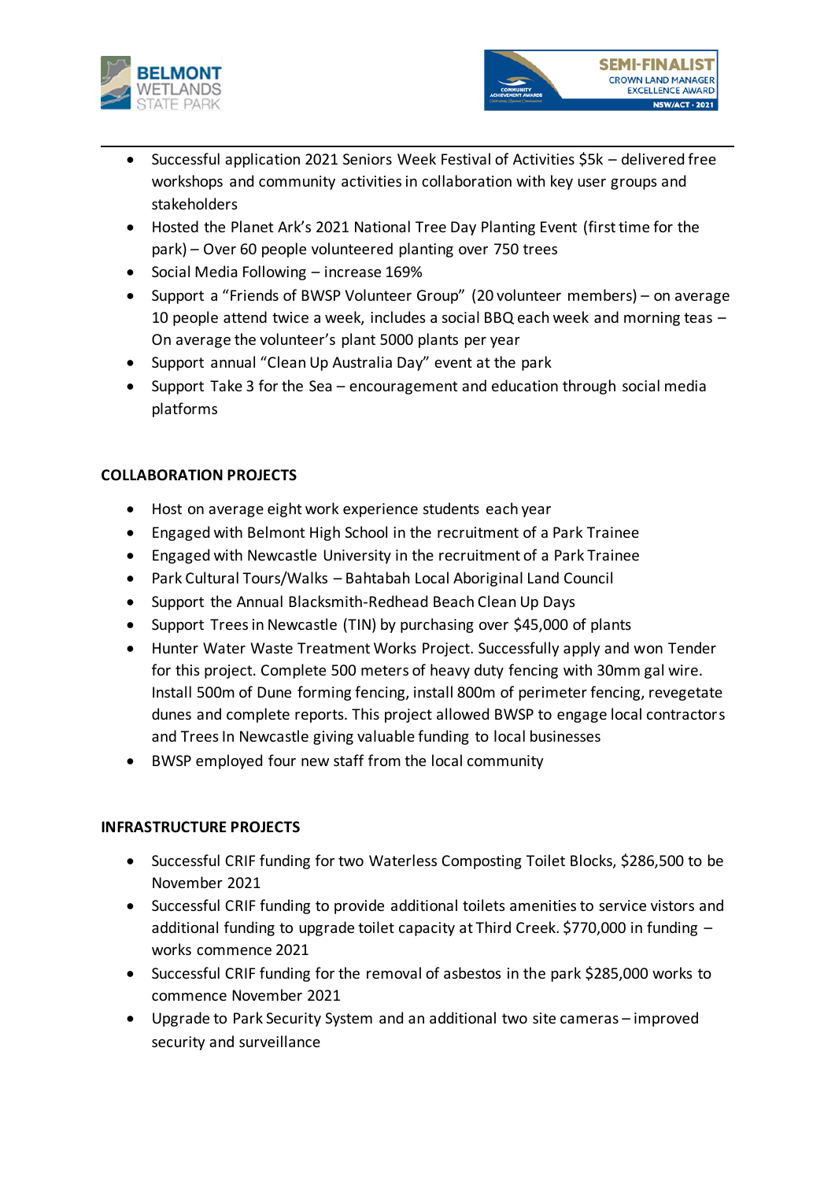- Successful application 2021 Seniors Week Festival of Activities $5k – delivered free workshops and community activities in collaboration with key user groups and stakeholders
- Hosted the Planet Ark's 2021 National Tree Day Planting Event (first time for the park) – Over 60 people volunteered planting over 750 trees
- Social Media Following – increase 169%
- Support a "Friends of BWSP Volunteer Group" (20 volunteer members) – on average 10 people attend twice a week, includes a social BBQ each week and morning teas – On average the volunteer's plant 5000 plants per year
- Support annual "Clean Up Australia Day" event at the park
- Support Take 3 for the Sea – encouragement and education through social media platforms

**COLLABORATION PROJECTS**

- Host on average eight work experience students each year
- Engaged with Belmont High School in the recruitment of a Park Trainee
- Engaged with Newcastle University in the recruitment of a Park Trainee
- Park Cultural Tours/Walks – Bahtabah Local Aboriginal Land Council
- Support the Annual Blacksmith-Redhead Beach Clean Up Days
- Support Trees in Newcastle (TIN) by purchasing over $45,000 of plants
- Hunter Water Waste Treatment Works Project. Successfully apply and won Tender for this project. Complete 500 meters of heavy duty fencing with 30mm gal wire. Install 500m of Dune forming fencing, install 800m of perimeter fencing, revegetate dunes and complete reports. This project allowed BWSP to engage local contractors and Trees In Newcastle giving valuable funding to local businesses
- BWSP employed four new staff from the local community

**INFRASTRUCTURE PROJECTS**

- Successful CRIF funding for two Waterless Composting Toilet Blocks, $286,500 to be November 2021
- Successful CRIF funding to provide additional toilets amenities to service vistors and additional funding to upgrade toilet capacity at Third Creek. $770,000 in funding – works commence 2021
- Successful CRIF funding for the removal of asbestos in the park $285,000 works to commence November 2021
- Upgrade to Park Security System and an additional two site cameras – improved security and surveillance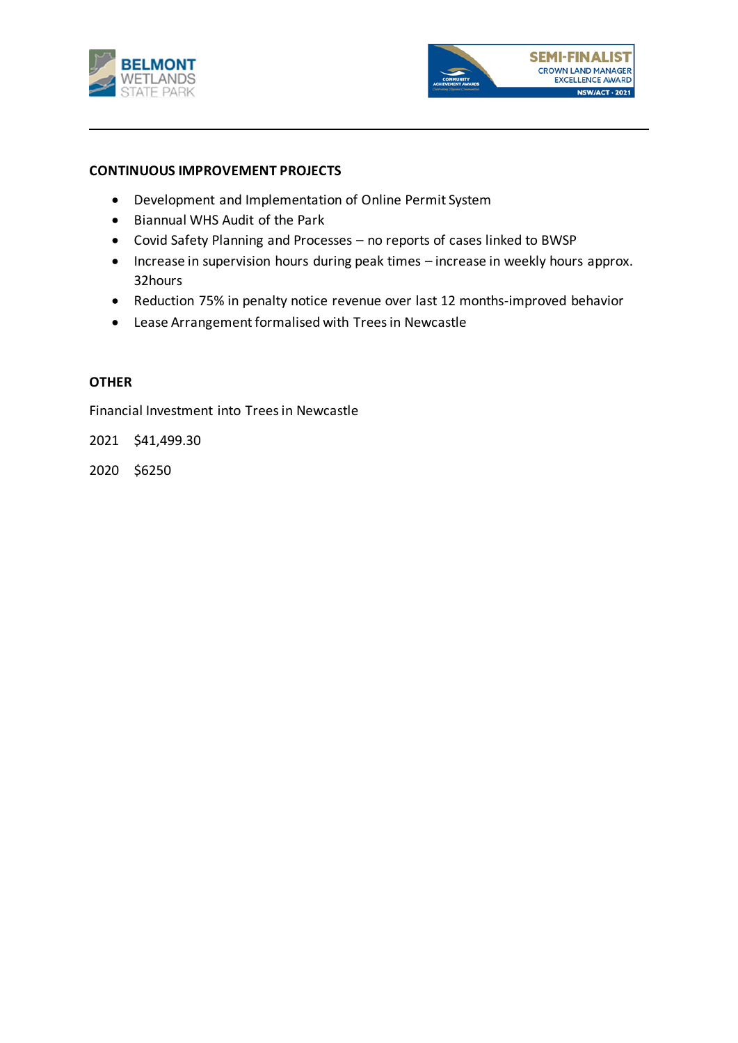**CONTINUOUS IMPROVEMENT PROJECTS**

- Development and Implementation of Online Permit System
- Biannual WHS Audit of the Park
- Covid Safety Planning and Processes – no reports of cases linked to BWSP
- Increase in supervision hours during peak times – increase in weekly hours approx. 32hours
- Reduction 75% in penalty notice revenue over last 12 months-improved behavior
- Lease Arrangement formalised with Trees in Newcastle

**OTHER**

Financial Investment into Trees in Newcastle

2021 $41,499.30

2020 $6250